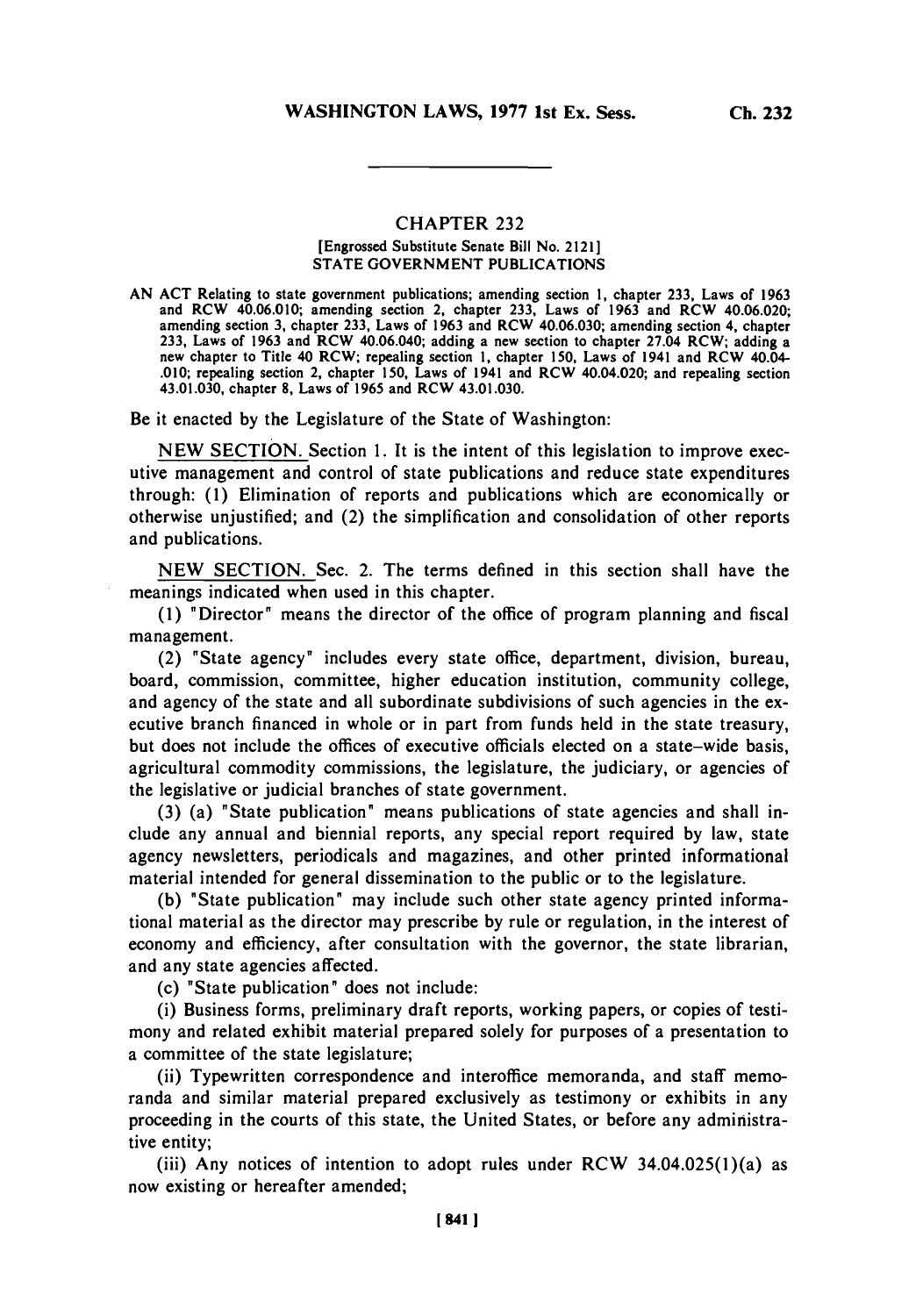# CHAPTER 232

[Engrossed Substitute Senate Bill No. 2121]

STATE GOVERNMENT PUBLICATIONS

AN ACT Relating to state government publications; amending section 1, chapter 233, Laws of 1963 and RCW 40.06.010; amending section 2, chapter 233, Laws of 1963 and RCW 40.06.020; amending section 3, chapter 233, Laws of 1963 and RCW 40.06.030; amending section 4, chapter 233, Laws of 1963 and RCW 40.06.040; adding a new section to chapter 27.04 RCW; adding a new chapter to Title 40 RCW; repealing section 1, chapter 150, Laws of 1941 and RCW 40.04-.010; repealing section 2, chapter 150, Laws of 1941 and RCW 40.04.020; and repealing section 43.01.030, chapter 8, Laws of 1965 and RCW 43.01.030.

Be it enacted by the Legislature of the State of Washington:

NEW SECTION. Section 1. It is the intent of this legislation to improve executive management and control of state publications and reduce state expenditures through: (1) Elimination of reports and publications which are economically or otherwise unjustified; and (2) the simplification and consolidation of other reports and publications.

NEW SECTION. Sec. 2. The terms defined in this section shall have the meanings indicated when used in this chapter.

(1) "Director" means the director of the office of program planning and fiscal management.

(2) "State agency" includes every state office, department, division, bureau, board, commission, committee, higher education institution, community college, and agency of the state and all subordinate subdivisions of such agencies in the executive branch financed in whole or in part from funds held in the state treasury, but does not include the offices of executive officials elected on a state-wide basis, agricultural commodity commissions, the legislature, the judiciary, or agencies of the legislative or judicial branches of state government.

(3) (a) "State publication" means publications of state agencies and shall include any annual and biennial reports, any special report required by law, state agency newsletters, periodicals and magazines, and other printed informational material intended for general dissemination to the public or to the legislature.

(b) "State publication" may include such other state agency printed informational material as the director may prescribe by rule or regulation, in the interest of economy and efficiency, after consultation with the governor, the state librarian, and any state agencies affected.

(c) "State publication" does not include:

(i) Business forms, preliminary draft reports, working papers, or copies of testimony and related exhibit material prepared solely for purposes of a presentation to a committee of the state legislature;

(ii) Typewritten correspondence and interoffice memoranda, and staff memoranda and similar material prepared exclusively as testimony or exhibits in any proceeding in the courts of this state, the United States, or before any administrative entity;

(iii) Any notices of intention to adopt rules under RCW 34.04.025(1)(a) as now existing or hereafter amended;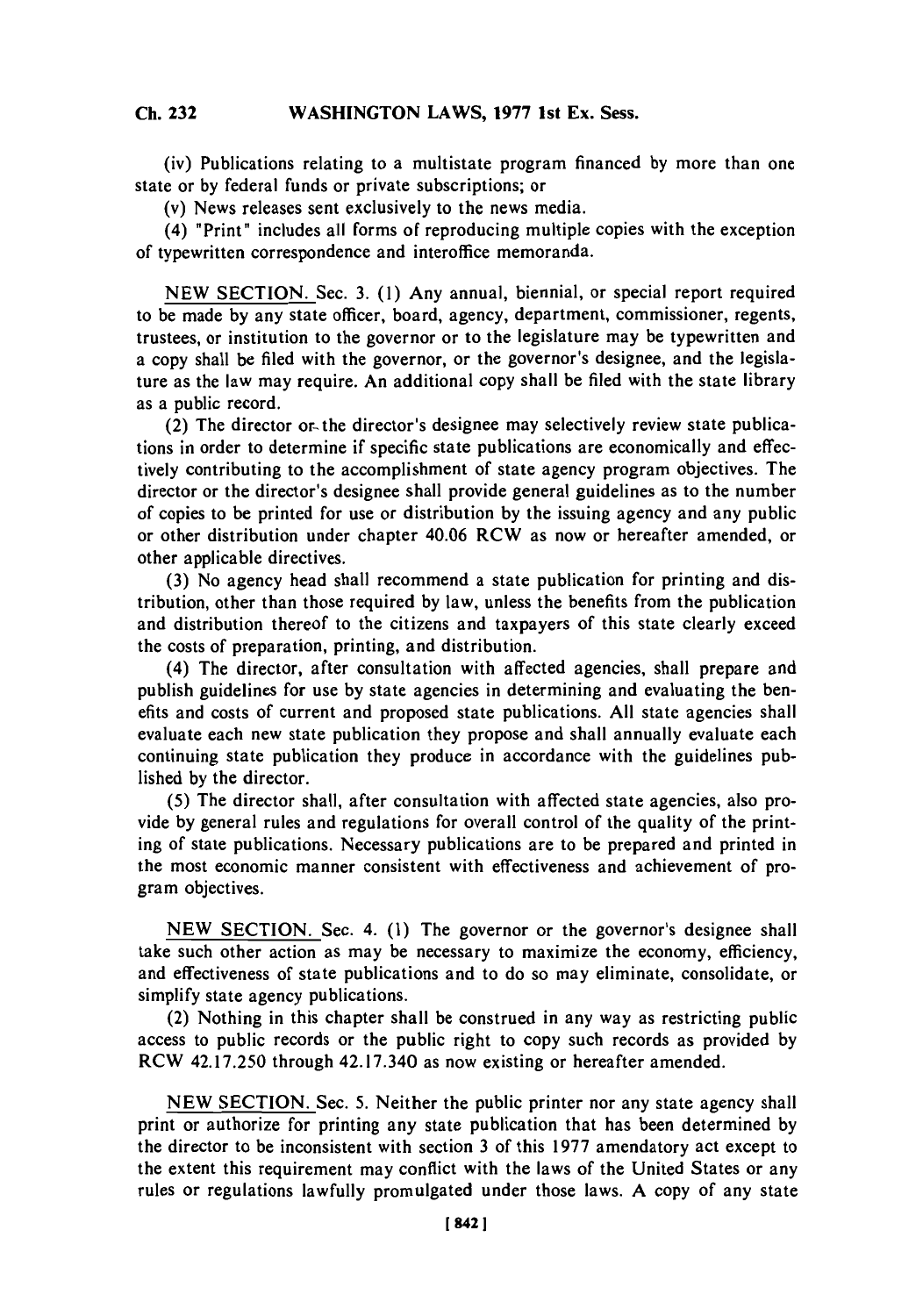(iv) Publications relating to a multistate program financed by more than one state or by federal funds or private subscriptions; or

(v) News releases sent exclusively to the news media.

(4) "Print" includes all forms of reproducing multiple copies with the exception of typewritten correspondence and interoffice memoranda.

NEW SECTION. Sec. 3. (1) Any annual, biennial, or special report required to be made by any state officer, board, agency, department, commissioner, regents, trustees, or institution to the governor or to the legislature may be typewritten and a copy shall be filed with the governor, or the governor's designee, and the legislature as the law may require. An additional copy shall be filed with the state library as a public record.

(2) The director or the director's designee may selectively review state publications in order to determine if specific state publications are economically and effectively contributing to the accomplishment of state agency program objectives. The director or the director's designee shall provide general guidelines as to the number of copies to be printed for use or distribution by the issuing agency and any public or other distribution under chapter 40.06 RCW as now or hereafter amended, or other applicable directives.

(3) No agency head shall recommend a state publication for printing and distribution, other than those required by law, unless the benefits from the publication and distribution thereof to the citizens and taxpayers of this state clearly exceed the costs of preparation, printing, and distribution.

(4) The director, after consultation with affected agencies, shall prepare and publish guidelines for use by state agencies in determining and evaluating the benefits and costs of current and proposed state publications. All state agencies shall evaluate each new state publication they propose and shall annually evaluate each continuing state publication they produce in accordance with the guidelines published by the director.

(5) The director shall, after consultation with affected state agencies, also provide by general rules and regulations for overall control of the quality of the printing of state publications. Necessary publications are to be prepared and printed in the most economic manner consistent with effectiveness and achievement of program objectives.

NEW SECTION. Sec. 4. (1) The governor or the governor's designee shall take such other action as may be necessary to maximize the economy, efficiency, and effectiveness of state publications and to do so may eliminate, consolidate, or simplify state agency publications.

(2) Nothing in this chapter shall be construed in any way as restricting public access to public records or the public right to copy such records as provided by RCW 42.17.250 through 42.17.340 as now existing or hereafter amended.

NEW SECTION. Sec. 5. Neither the public printer nor any state agency shall print or authorize for printing any state publication that has been determined by the director to be inconsistent with section 3 of this 1977 amendatory act except to the extent this requirement may conflict with the laws of the United States or any rules or regulations lawfully promulgated under those laws. A copy of any state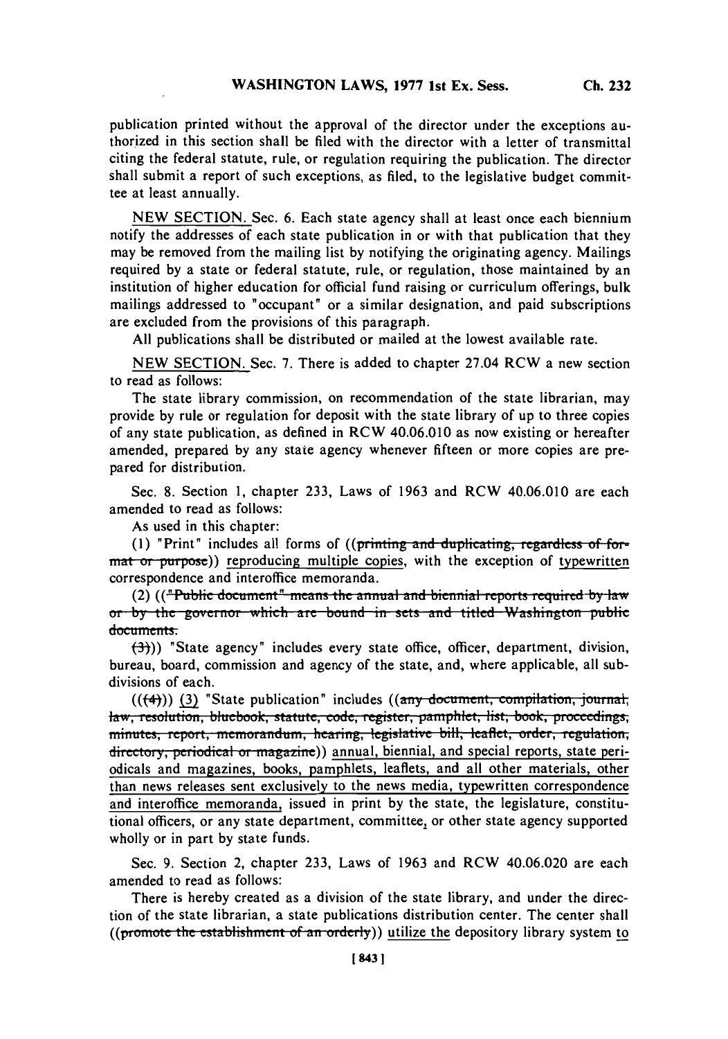publication printed without the approval of the director under the exceptions authorized in this section shall be filed with the director with a letter of transmittal citing the federal statute, rule, or regulation requiring the publication. The director shall submit a report of such exceptions, as filed, to the legislative budget committee at least annually.

NEW SECTION. Sec. 6. Each state agency shall at least once each biennium notify the addresses of each state publication in or with that publication that they may be removed from the mailing list by notifying the originating agency. Mailings required by a state or federal statute, rule, or regulation, those maintained by an institution of higher education for official fund raising or curriculum offerings, bulk mailings addressed to "occupant" or a similar designation, and paid subscriptions are excluded from the provisions of this paragraph.

All publications shall be distributed or mailed at the lowest available rate.

NEW SECTION. Sec. 7. There is added to chapter 27.04 RCW a new section to read as follows:

The state library commission, on recommendation of the state librarian, may provide by rule or regulation for deposit with the state library of up to three copies of any state publication, as defined in RCW 40.06.010 as now existing or hereafter amended, prepared by any state agency whenever fifteen or more copies are prepared for distribution.

Sec. 8. Section 1, chapter 233, Laws of 1963 and RCW 40.06.010 are each amended to read as follows:

As used in this chapter:

(1) "Print" includes all forms of ((~~printing and duplicating, regardless of format or purpose~~)) reproducing multiple copies, with the exception of typewritten correspondence and interoffice memoranda.

(2) ((~~"Public document" means the annual and biennial reports required by law or by the governor which are bound in sets and titled Washington public documents.~~

~~(3)~~)) "State agency" includes every state office, officer, department, division, bureau, board, commission and agency of the state, and, where applicable, all subdivisions of each.

((~~(4)~~)) (3) "State publication" includes ((~~any document, compilation, journal, law, resolution, bluebook, statute, code, register, pamphlet, list, book, proceedings, minutes, report, memorandum, hearing, legislative bill, leaflet, order, regulation, directory, periodical or magazine~~)) annual, biennial, and special reports, state periodicals and magazines, books, pamphlets, leaflets, and all other materials, other than news releases sent exclusively to the news media, typewritten correspondence and interoffice memoranda, issued in print by the state, the legislature, constitutional officers, or any state department, committee, or other state agency supported wholly or in part by state funds.

Sec. 9. Section 2, chapter 233, Laws of 1963 and RCW 40.06.020 are each amended to read as follows:

There is hereby created as a division of the state library, and under the direction of the state librarian, a state publications distribution center. The center shall ((~~promote the establishment of an orderly~~)) utilize the depository library system to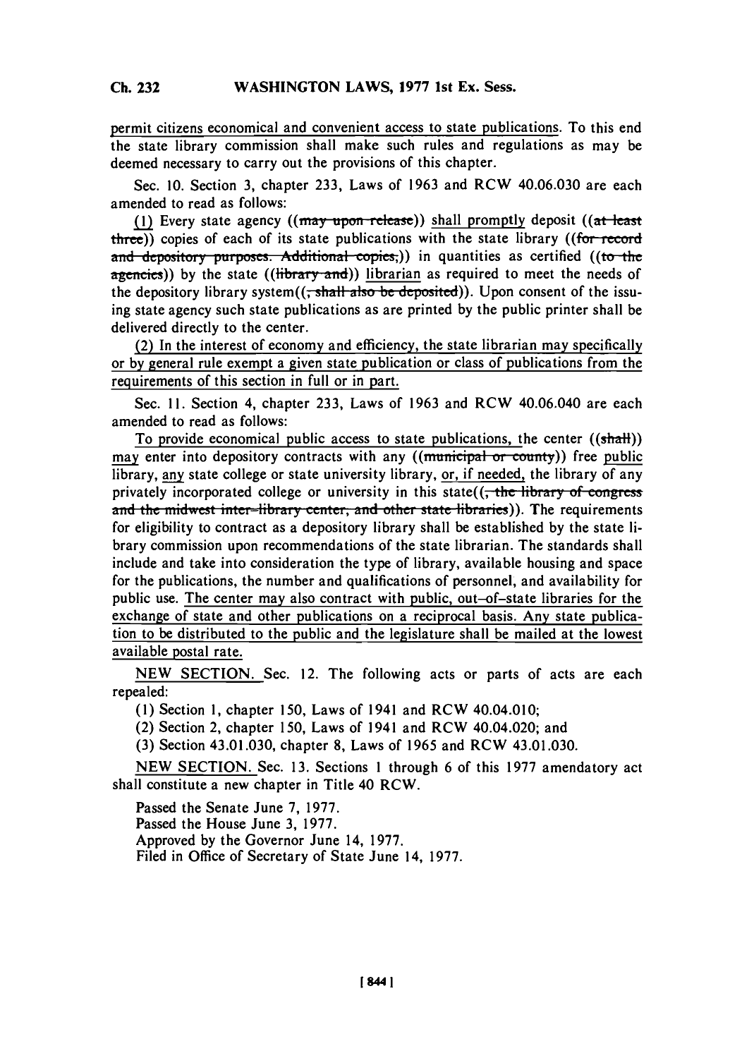permit citizens economical and convenient access to state publications. To this end the state library commission shall make such rules and regulations as may be deemed necessary to carry out the provisions of this chapter.

Sec. 10. Section 3, chapter 233, Laws of 1963 and RCW 40.06.030 are each amended to read as follows:

(1) Every state agency ((~~may upon release~~)) shall promptly deposit ((~~at least three~~)) copies of each of its state publications with the state library ((~~for record and depository purposes. Additional copies,~~)) in quantities as certified ((~~to the agencies~~)) by the state ((~~library and~~)) librarian as required to meet the needs of the depository library system((~~, shall also be deposited~~)). Upon consent of the issuing state agency such state publications as are printed by the public printer shall be delivered directly to the center.

(2) In the interest of economy and efficiency, the state librarian may specifically or by general rule exempt a given state publication or class of publications from the requirements of this section in full or in part.

Sec. 11. Section 4, chapter 233, Laws of 1963 and RCW 40.06.040 are each amended to read as follows:

To provide economical public access to state publications, the center ((~~shall~~)) may enter into depository contracts with any ((~~municipal or county~~)) free public library, any state college or state university library, or, if needed, the library of any privately incorporated college or university in this state((~~, the library of congress and the midwest inter-library center, and other state libraries~~)). The requirements for eligibility to contract as a depository library shall be established by the state library commission upon recommendations of the state librarian. The standards shall include and take into consideration the type of library, available housing and space for the publications, the number and qualifications of personnel, and availability for public use. The center may also contract with public, out-of-state libraries for the exchange of state and other publications on a reciprocal basis. Any state publication to be distributed to the public and the legislature shall be mailed at the lowest available postal rate.

NEW SECTION. Sec. 12. The following acts or parts of acts are each repealed:

(1) Section 1, chapter 150, Laws of 1941 and RCW 40.04.010;

(2) Section 2, chapter 150, Laws of 1941 and RCW 40.04.020; and

(3) Section 43.01.030, chapter 8, Laws of 1965 and RCW 43.01.030.

NEW SECTION. Sec. 13. Sections 1 through 6 of this 1977 amendatory act shall constitute a new chapter in Title 40 RCW.

Passed the Senate June 7, 1977.
Passed the House June 3, 1977.
Approved by the Governor June 14, 1977.
Filed in Office of Secretary of State June 14, 1977.